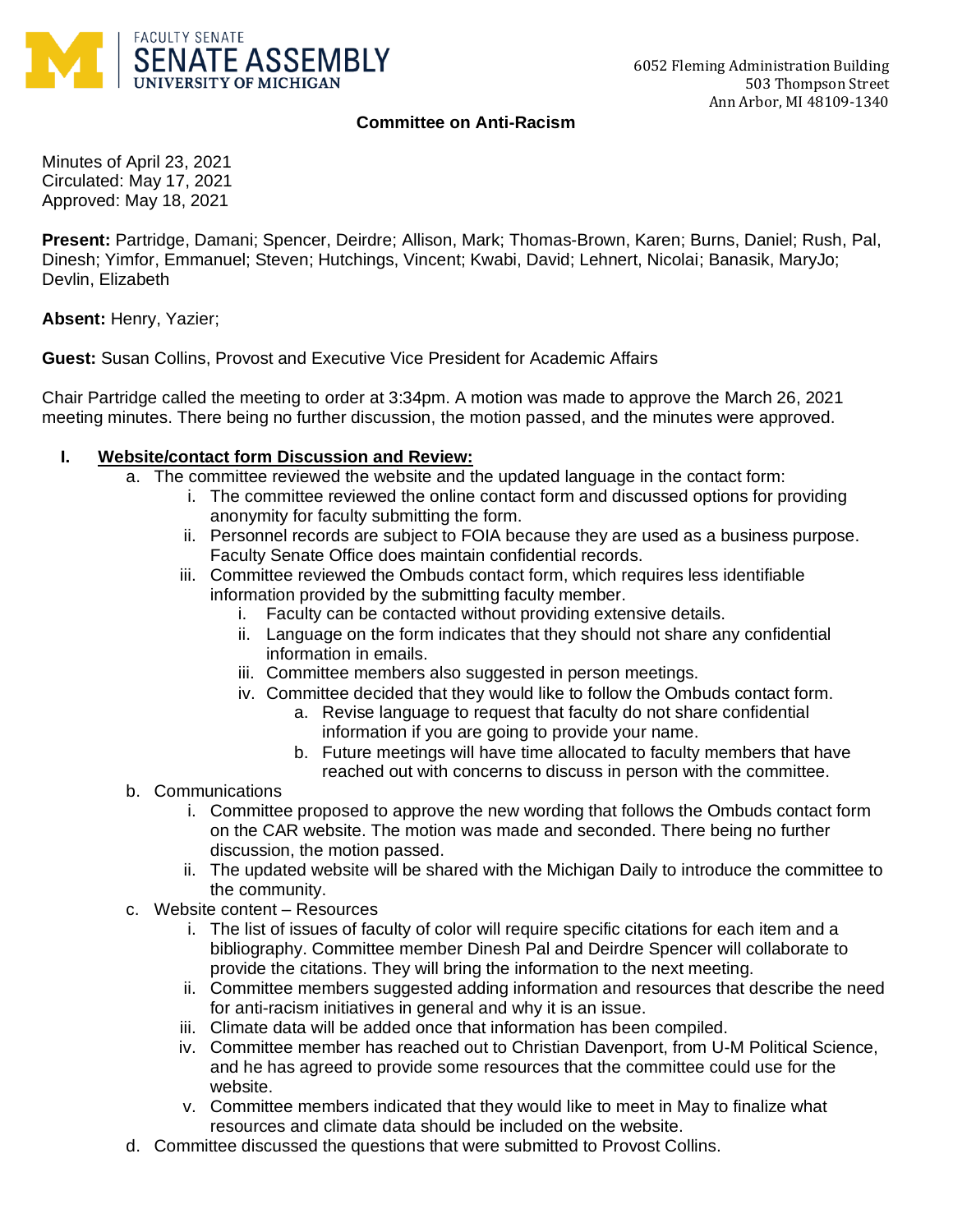FACULTY SENATE
SENATE ASSEMBLY
UNIVERSITY OF MICHIGAN

6052 Fleming Administration Building
503 Thompson Street
Ann Arbor, MI 48109-1340

## Committee on Anti-Racism

Minutes of April 23, 2021
Circulated: May 17, 2021
Approved: May 18, 2021

**Present:** Partridge, Damani; Spencer, Deirdre; Allison, Mark; Thomas-Brown, Karen; Burns, Daniel; Rush, Pal, Dinesh; Yimfor, Emmanuel; Steven; Hutchings, Vincent; Kwabi, David; Lehnert, Nicolai; Banasik, MaryJo; Devlin, Elizabeth

**Absent:** Henry, Yazier;

**Guest:** Susan Collins, Provost and Executive Vice President for Academic Affairs

Chair Partridge called the meeting to order at 3:34pm. A motion was made to approve the March 26, 2021 meeting minutes. There being no further discussion, the motion passed, and the minutes were approved.

I. **Website/contact form Discussion and Review:**
   a. The committee reviewed the website and the updated language in the contact form:
      i. The committee reviewed the online contact form and discussed options for providing anonymity for faculty submitting the form.
      ii. Personnel records are subject to FOIA because they are used as a business purpose. Faculty Senate Office does maintain confidential records.
      iii. Committee reviewed the Ombuds contact form, which requires less identifiable information provided by the submitting faculty member.
         i. Faculty can be contacted without providing extensive details.
         ii. Language on the form indicates that they should not share any confidential information in emails.
         iii. Committee members also suggested in person meetings.
         iv. Committee decided that they would like to follow the Ombuds contact form.
            a. Revise language to request that faculty do not share confidential information if you are going to provide your name.
            b. Future meetings will have time allocated to faculty members that have reached out with concerns to discuss in person with the committee.
   b. Communications
      i. Committee proposed to approve the new wording that follows the Ombuds contact form on the CAR website. The motion was made and seconded. There being no further discussion, the motion passed.
      ii. The updated website will be shared with the Michigan Daily to introduce the committee to the community.
   c. Website content – Resources
      i. The list of issues of faculty of color will require specific citations for each item and a bibliography. Committee member Dinesh Pal and Deirdre Spencer will collaborate to provide the citations. They will bring the information to the next meeting.
      ii. Committee members suggested adding information and resources that describe the need for anti-racism initiatives in general and why it is an issue.
      iii. Climate data will be added once that information has been compiled.
      iv. Committee member has reached out to Christian Davenport, from U-M Political Science, and he has agreed to provide some resources that the committee could use for the website.
      v. Committee members indicated that they would like to meet in May to finalize what resources and climate data should be included on the website.
   d. Committee discussed the questions that were submitted to Provost Collins.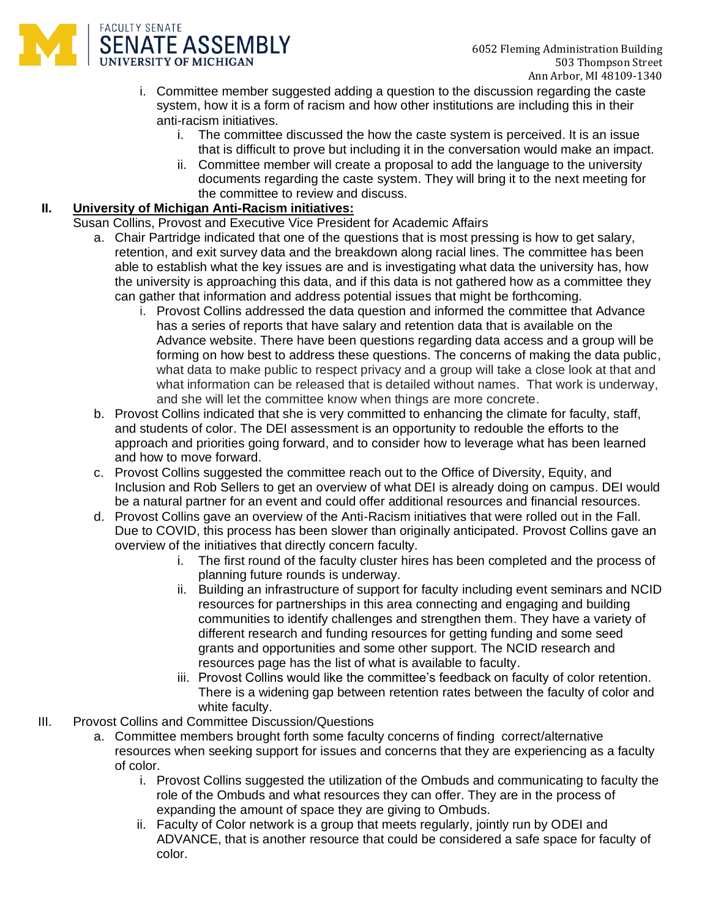i. Committee member suggested adding a question to the discussion regarding the caste system, how it is a form of racism and how other institutions are including this in their anti-racism initiatives.
    i. The committee discussed the how the caste system is perceived. It is an issue that is difficult to prove but including it in the conversation would make an impact.
    ii. Committee member will create a proposal to add the language to the university documents regarding the caste system. They will bring it to the next meeting for the committee to review and discuss.

## II. University of Michigan Anti-Racism initiatives:

Susan Collins, Provost and Executive Vice President for Academic Affairs

a. Chair Partridge indicated that one of the questions that is most pressing is how to get salary, retention, and exit survey data and the breakdown along racial lines. The committee has been able to establish what the key issues are and is investigating what data the university has, how the university is approaching this data, and if this data is not gathered how as a committee they can gather that information and address potential issues that might be forthcoming.
    i. Provost Collins addressed the data question and informed the committee that Advance has a series of reports that have salary and retention data that is available on the Advance website. There have been questions regarding data access and a group will be forming on how best to address these questions. The concerns of making the data public, what data to make public to respect privacy and a group will take a close look at that and what information can be released that is detailed without names. That work is underway, and she will let the committee know when things are more concrete.
b. Provost Collins indicated that she is very committed to enhancing the climate for faculty, staff, and students of color. The DEI assessment is an opportunity to redouble the efforts to the approach and priorities going forward, and to consider how to leverage what has been learned and how to move forward.
c. Provost Collins suggested the committee reach out to the Office of Diversity, Equity, and Inclusion and Rob Sellers to get an overview of what DEI is already doing on campus. DEI would be a natural partner for an event and could offer additional resources and financial resources.
d. Provost Collins gave an overview of the Anti-Racism initiatives that were rolled out in the Fall. Due to COVID, this process has been slower than originally anticipated. Provost Collins gave an overview of the initiatives that directly concern faculty.
    i. The first round of the faculty cluster hires has been completed and the process of planning future rounds is underway.
    ii. Building an infrastructure of support for faculty including event seminars and NCID resources for partnerships in this area connecting and engaging and building communities to identify challenges and strengthen them. They have a variety of different research and funding resources for getting funding and some seed grants and opportunities and some other support. The NCID research and resources page has the list of what is available to faculty.
    iii. Provost Collins would like the committee's feedback on faculty of color retention. There is a widening gap between retention rates between the faculty of color and white faculty.

## III. Provost Collins and Committee Discussion/Questions

a. Committee members brought forth some faculty concerns of finding correct/alternative resources when seeking support for issues and concerns that they are experiencing as a faculty of color.
    i. Provost Collins suggested the utilization of the Ombuds and communicating to faculty the role of the Ombuds and what resources they can offer. They are in the process of expanding the amount of space they are giving to Ombuds.
    ii. Faculty of Color network is a group that meets regularly, jointly run by ODEI and ADVANCE, that is another resource that could be considered a safe space for faculty of color.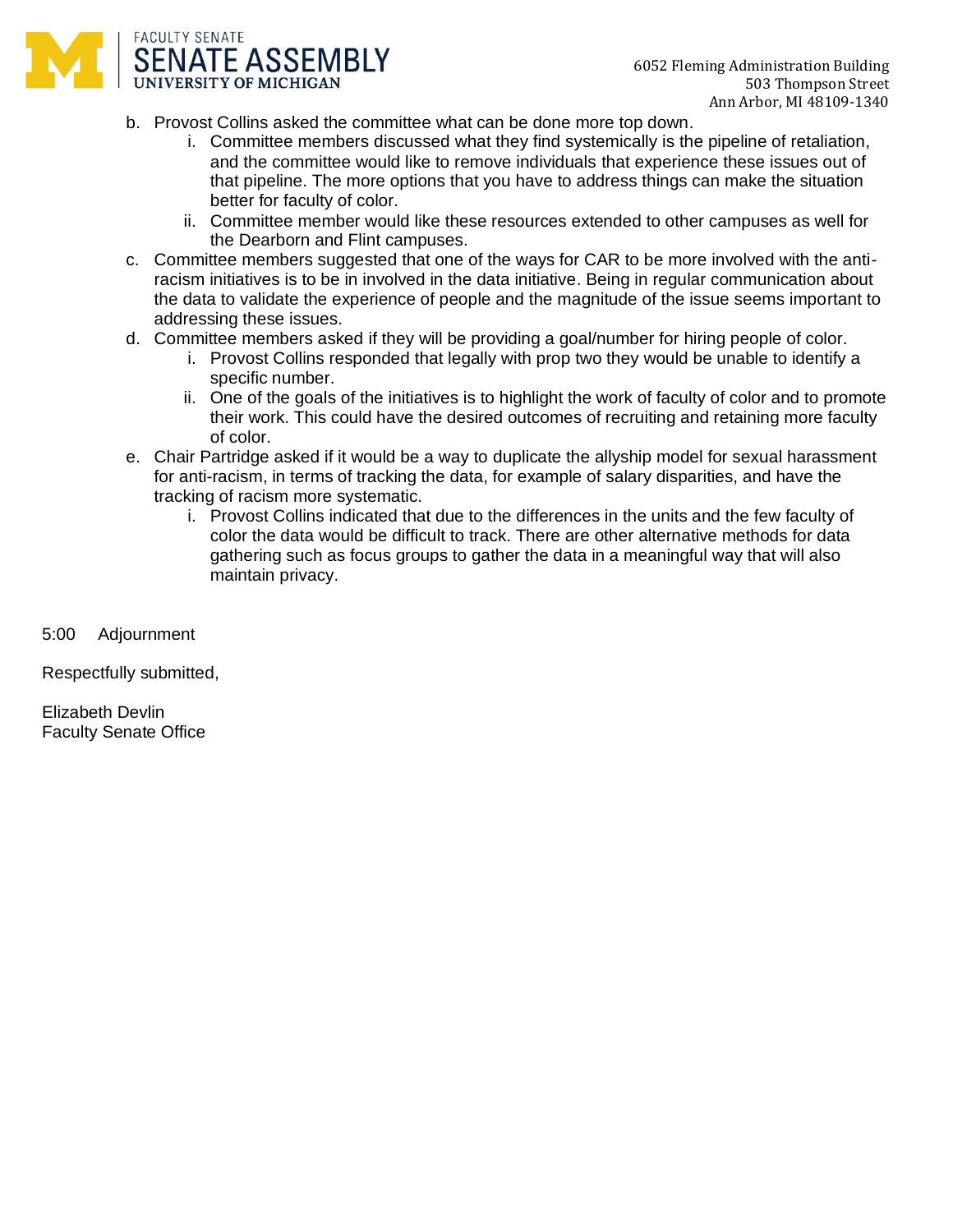b. Provost Collins asked the committee what can be done more top down.
   i. Committee members discussed what they find systemically is the pipeline of retaliation, and the committee would like to remove individuals that experience these issues out of that pipeline. The more options that you have to address things can make the situation better for faculty of color.
   ii. Committee member would like these resources extended to other campuses as well for the Dearborn and Flint campuses.

c. Committee members suggested that one of the ways for CAR to be more involved with the anti-racism initiatives is to be in involved in the data initiative. Being in regular communication about the data to validate the experience of people and the magnitude of the issue seems important to addressing these issues.

d. Committee members asked if they will be providing a goal/number for hiring people of color.
   i. Provost Collins responded that legally with prop two they would be unable to identify a specific number.
   ii. One of the goals of the initiatives is to highlight the work of faculty of color and to promote their work. This could have the desired outcomes of recruiting and retaining more faculty of color.

e. Chair Partridge asked if it would be a way to duplicate the allyship model for sexual harassment for anti-racism, in terms of tracking the data, for example of salary disparities, and have the tracking of racism more systematic.
   i. Provost Collins indicated that due to the differences in the units and the few faculty of color the data would be difficult to track. There are other alternative methods for data gathering such as focus groups to gather the data in a meaningful way that will also maintain privacy.

5:00 Adjournment

Respectfully submitted,

Elizabeth Devlin
Faculty Senate Office